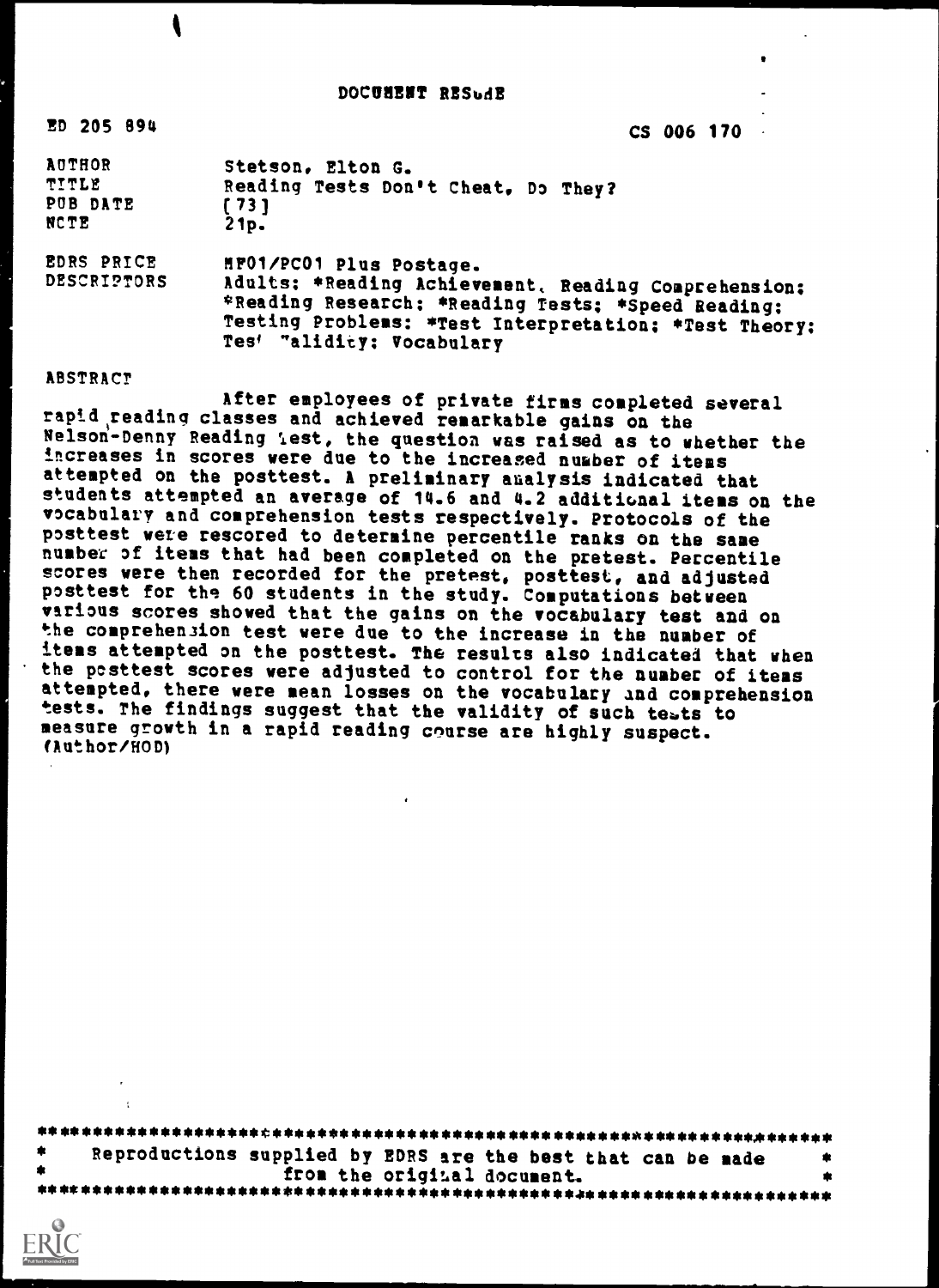DOCUMENT RESUME

| | |
|---|---|
| ED 205 894 | CS 006 170 |
| AUTHOR | Stetson, Elton G. |
| TITLE | Reading Tests Don't Cheat, Do They? |
| PUB DATE | [73] |
| NOTE | 21p. |
| EDRS PRICE | MF01/PC01 Plus Postage. |
| DESCRIPTORS | Adults; *Reading Achievement, Reading Comprehension; *Reading Research; *Reading Tests; *Speed Reading; Testing Problems; *Test Interpretation; *Test Theory; Test Validity; Vocabulary |

ABSTRACT

After employees of private firms completed several rapid reading classes and achieved remarkable gains on the Nelson-Denny Reading Test, the question was raised as to whether the increases in scores were due to the increased number of items attempted on the posttest. A preliminary analysis indicated that students attempted an average of 14.6 and 4.2 additional items on the vocabulary and comprehension tests respectively. Protocols of the posttest were rescored to determine percentile ranks on the same number of items that had been completed on the pretest. Percentile scores were then recorded for the pretest, posttest, and adjusted posttest for the 60 students in the study. Computations between various scores showed that the gains on the vocabulary test and on the comprehension test were due to the increase in the number of items attempted on the posttest. The results also indicated that when the posttest scores were adjusted to control for the number of items attempted, there were mean losses on the vocabulary and comprehension tests. The findings suggest that the validity of such tests to measure growth in a rapid reading course are highly suspect. (Author/HOD)

***********************************************************************
\* Reproductions supplied by EDRS are the best that can be made \*
\* from the original document. \*
***********************************************************************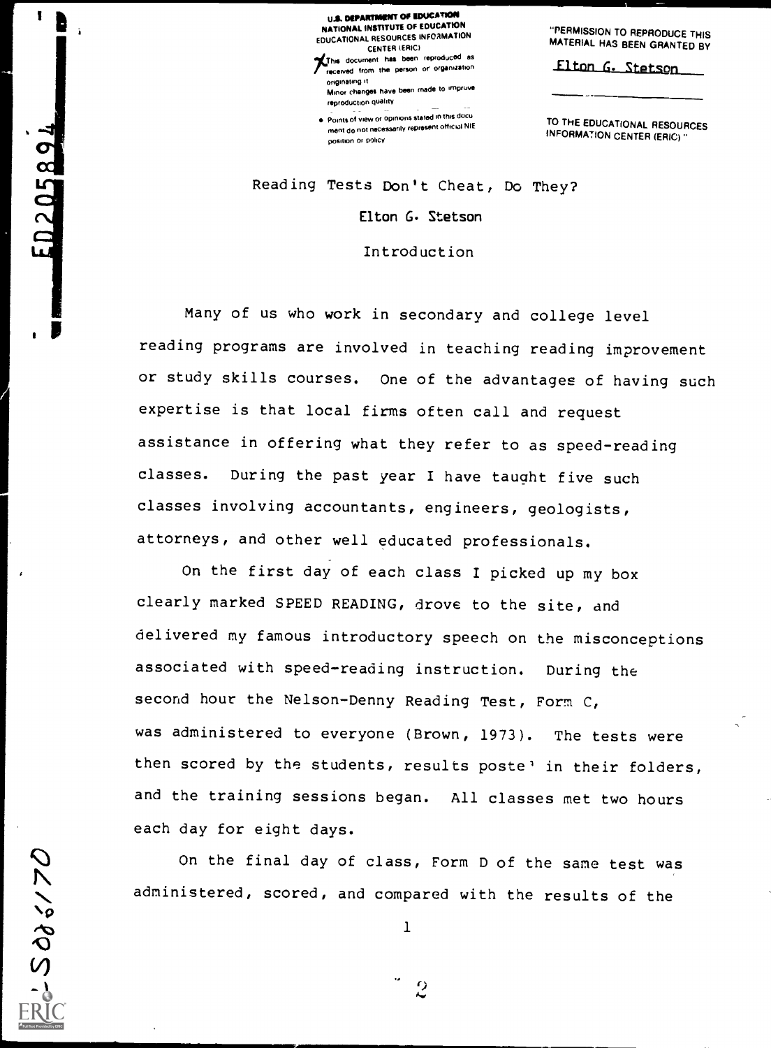U.S. DEPARTMENT OF EDUCATION
NATIONAL INSTITUTE OF EDUCATION
EDUCATIONAL RESOURCES INFORMATION CENTER (ERIC)

This document has been reproduced as received from the person or organization originating it.
Minor changes have been made to improve reproduction quality.

- Points of view or opinions stated in this document do not necessarily represent official NIE position or policy.

"PERMISSION TO REPRODUCE THIS MATERIAL HAS BEEN GRANTED BY

Elton G. Stetson

TO THE EDUCATIONAL RESOURCES INFORMATION CENTER (ERIC)."

# Reading Tests Don't Cheat, Do They?

Elton G. Stetson

## Introduction

Many of us who work in secondary and college level reading programs are involved in teaching reading improvement or study skills courses. One of the advantages of having such expertise is that local firms often call and request assistance in offering what they refer to as speed-reading classes. During the past year I have taught five such classes involving accountants, engineers, geologists, attorneys, and other well educated professionals.

On the first day of each class I picked up my box clearly marked SPEED READING, drove to the site, and delivered my famous introductory speech on the misconceptions associated with speed-reading instruction. During the second hour the Nelson-Denny Reading Test, Form C, was administered to everyone (Brown, 1973). The tests were then scored by the students, results posted in their folders, and the training sessions began. All classes met two hours each day for eight days.

On the final day of class, Form D of the same test was administered, scored, and compared with the results of the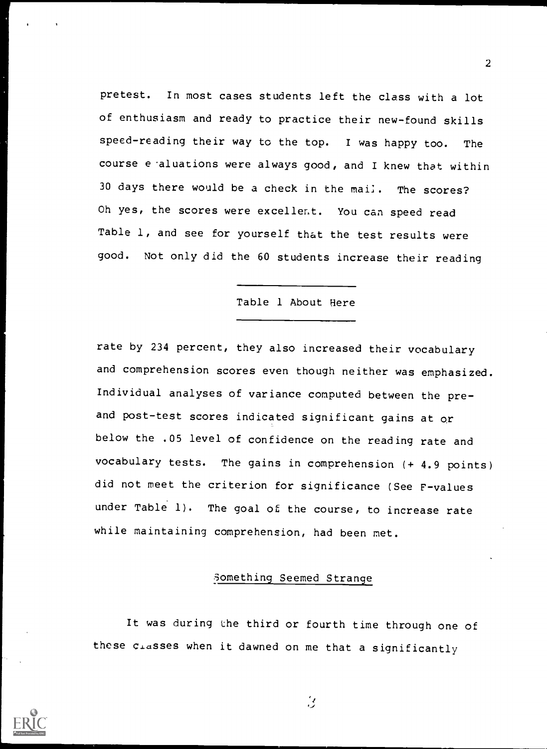pretest. In most cases students left the class with a lot of enthusiasm and ready to practice their new-found skills speed-reading their way to the top. I was happy too. The course evaluations were always good, and I knew that within 30 days there would be a check in the mail. The scores? Oh yes, the scores were excellent. You can speed read Table 1, and see for yourself that the test results were good. Not only did the 60 students increase their reading rate by 234 percent, they also increased their vocabulary and comprehension scores even though neither was emphasized. Individual analyses of variance computed between the pre- and post-test scores indicated significant gains at or below the .05 level of confidence on the reading rate and vocabulary tests. The gains in comprehension (+ 4.9 points) did not meet the criterion for significance (See F-values under Table 1). The goal of the course, to increase rate while maintaining comprehension, had been met.

---

Table 1 About Here

---

## Something Seemed Strange

It was during the third or fourth time through one of these classes when it dawned on me that a significantly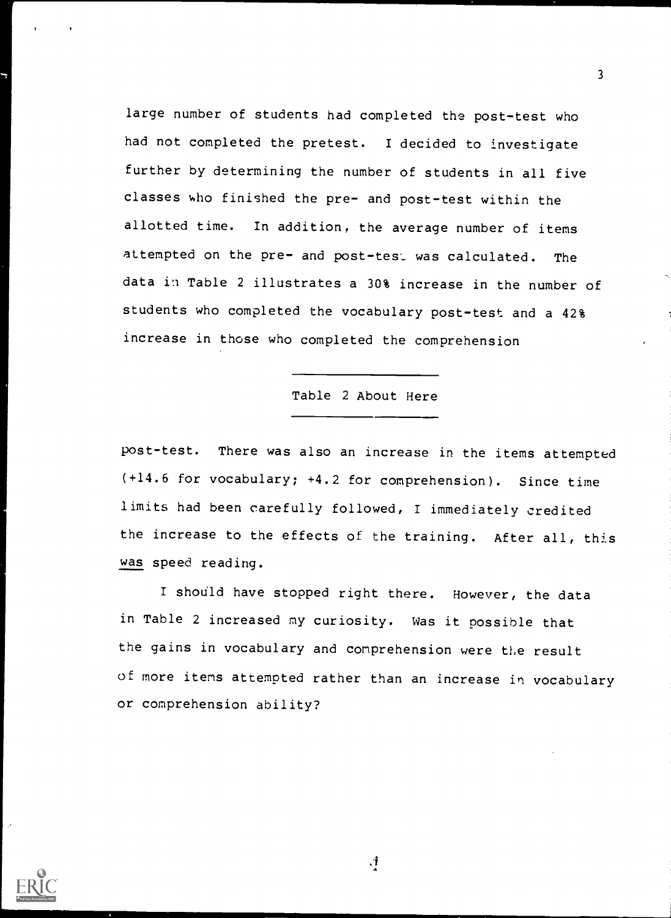large number of students had completed the post-test who had not completed the pretest. I decided to investigate further by determining the number of students in all five classes who finished the pre- and post-test within the allotted time. In addition, the average number of items attempted on the pre- and post-test was calculated. The data in Table 2 illustrates a 30% increase in the number of students who completed the vocabulary post-test and a 42% increase in those who completed the comprehension

---

Table 2 About Here

---

post-test. There was also an increase in the items attempted (+14.6 for vocabulary; +4.2 for comprehension). Since time limits had been carefully followed, I immediately credited the increase to the effects of the training. After all, this <u>was</u> speed reading.

I should have stopped right there. However, the data in Table 2 increased my curiosity. Was it possible that the gains in vocabulary and comprehension were the result of more items attempted rather than an increase in vocabulary or comprehension ability?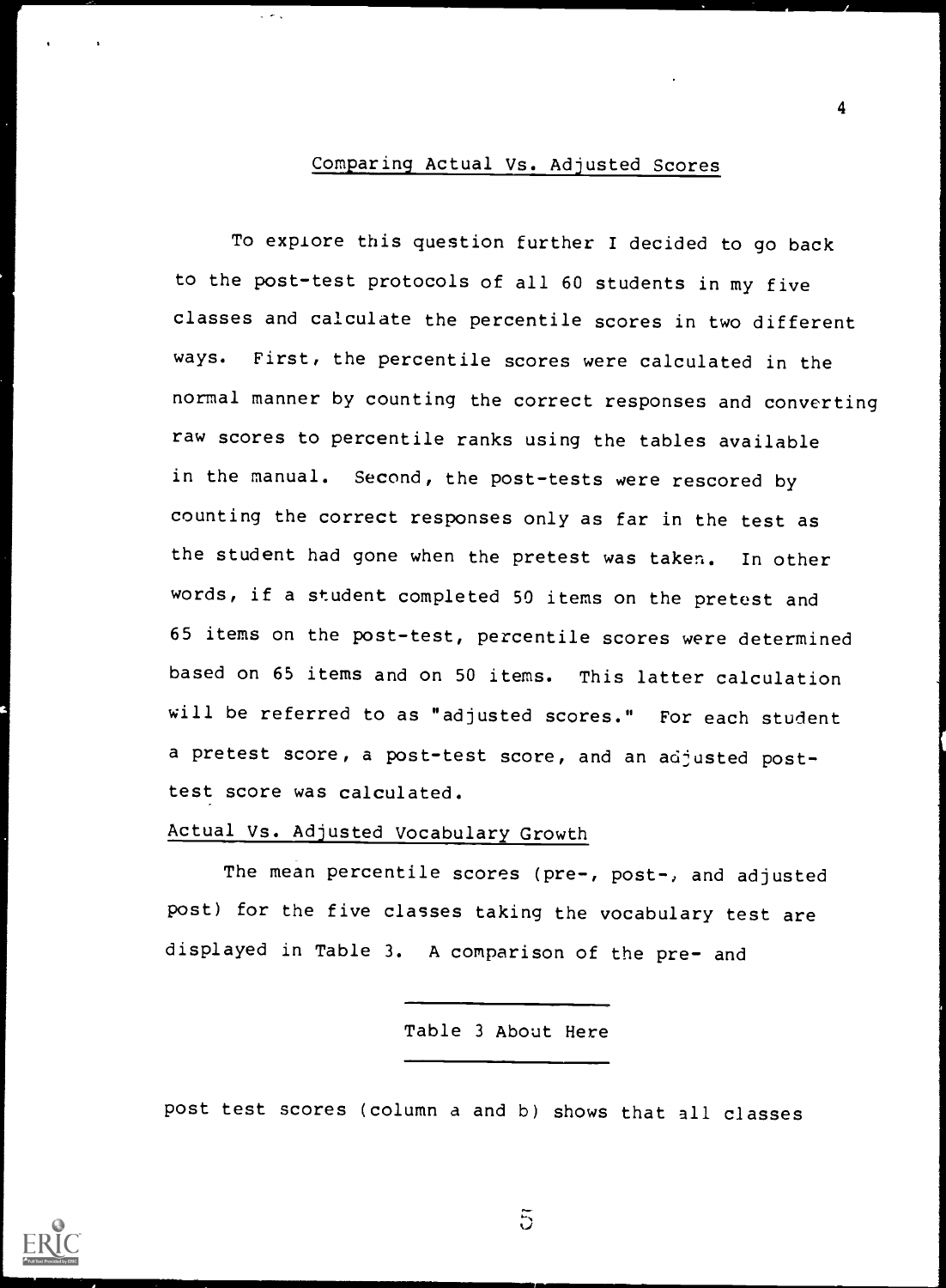## Comparing Actual Vs. Adjusted Scores

To explore this question further I decided to go back to the post-test protocols of all 60 students in my five classes and calculate the percentile scores in two different ways. First, the percentile scores were calculated in the normal manner by counting the correct responses and converting raw scores to percentile ranks using the tables available in the manual. Second, the post-tests were rescored by counting the correct responses only as far in the test as the student had gone when the pretest was taken. In other words, if a student completed 50 items on the pretest and 65 items on the post-test, percentile scores were determined based on 65 items and on 50 items. This latter calculation will be referred to as "adjusted scores." For each student a pretest score, a post-test score, and an adjusted post-test score was calculated.

### Actual Vs. Adjusted Vocabulary Growth

The mean percentile scores (pre-, post-, and adjusted post) for the five classes taking the vocabulary test are displayed in Table 3. A comparison of the pre- and

Table 3 About Here

post test scores (column a and b) shows that all classes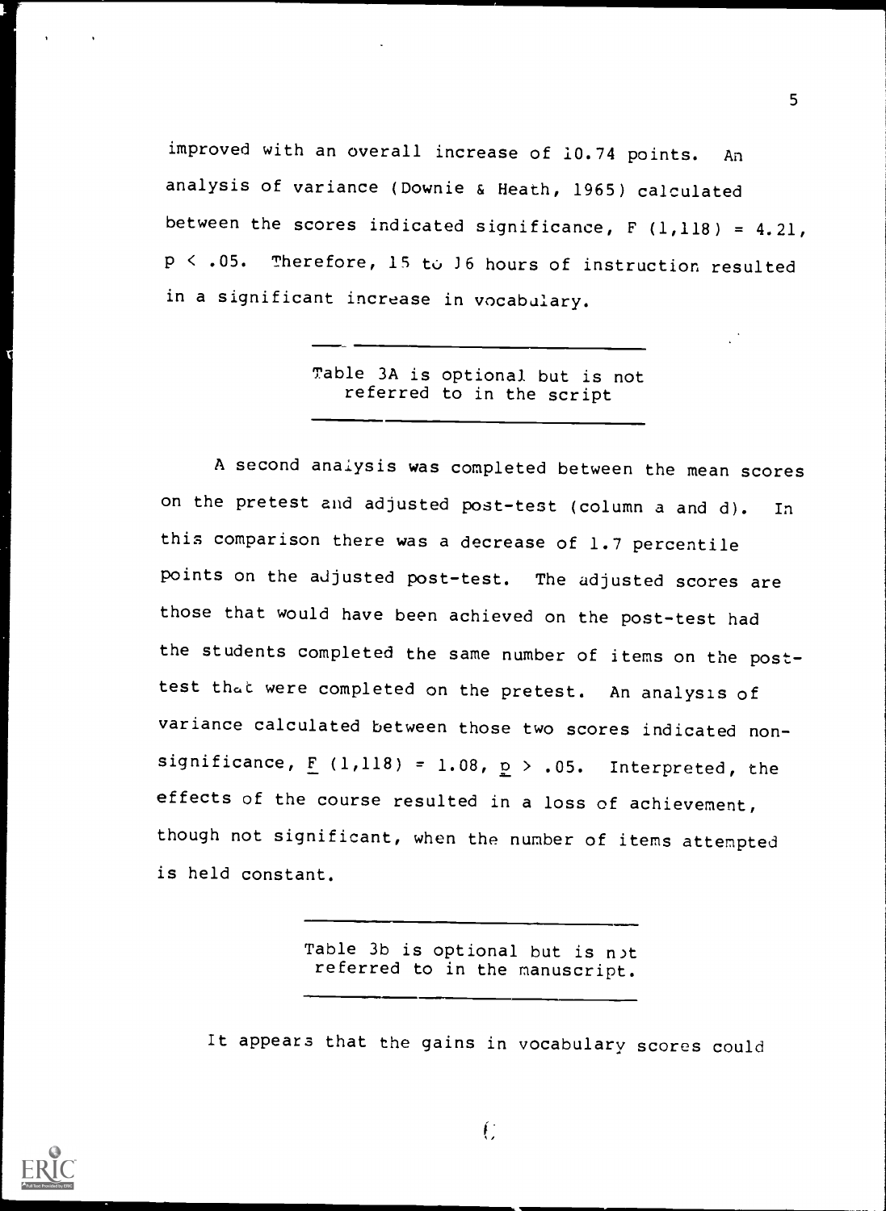improved with an overall increase of 10.74 points. An analysis of variance (Downie & Heath, 1965) calculated between the scores indicated significance, $F(1,118) = 4.21$, $p < .05$. Therefore, 15 to 16 hours of instruction resulted in a significant increase in vocabulary.

---

Table 3A is optional but is not referred to in the script

---

A second analysis was completed between the mean scores on the pretest and adjusted post-test (column a and d). In this comparison there was a decrease of 1.7 percentile points on the adjusted post-test. The adjusted scores are those that would have been achieved on the post-test had the students completed the same number of items on the post-test that were completed on the pretest. An analysis of variance calculated between those two scores indicated non-significance, $F(1,118) = 1.08$, $p > .05$. Interpreted, the effects of the course resulted in a loss of achievement, though not significant, when the number of items attempted is held constant.

---

Table 3b is optional but is not referred to in the manuscript.

---

It appears that the gains in vocabulary scores could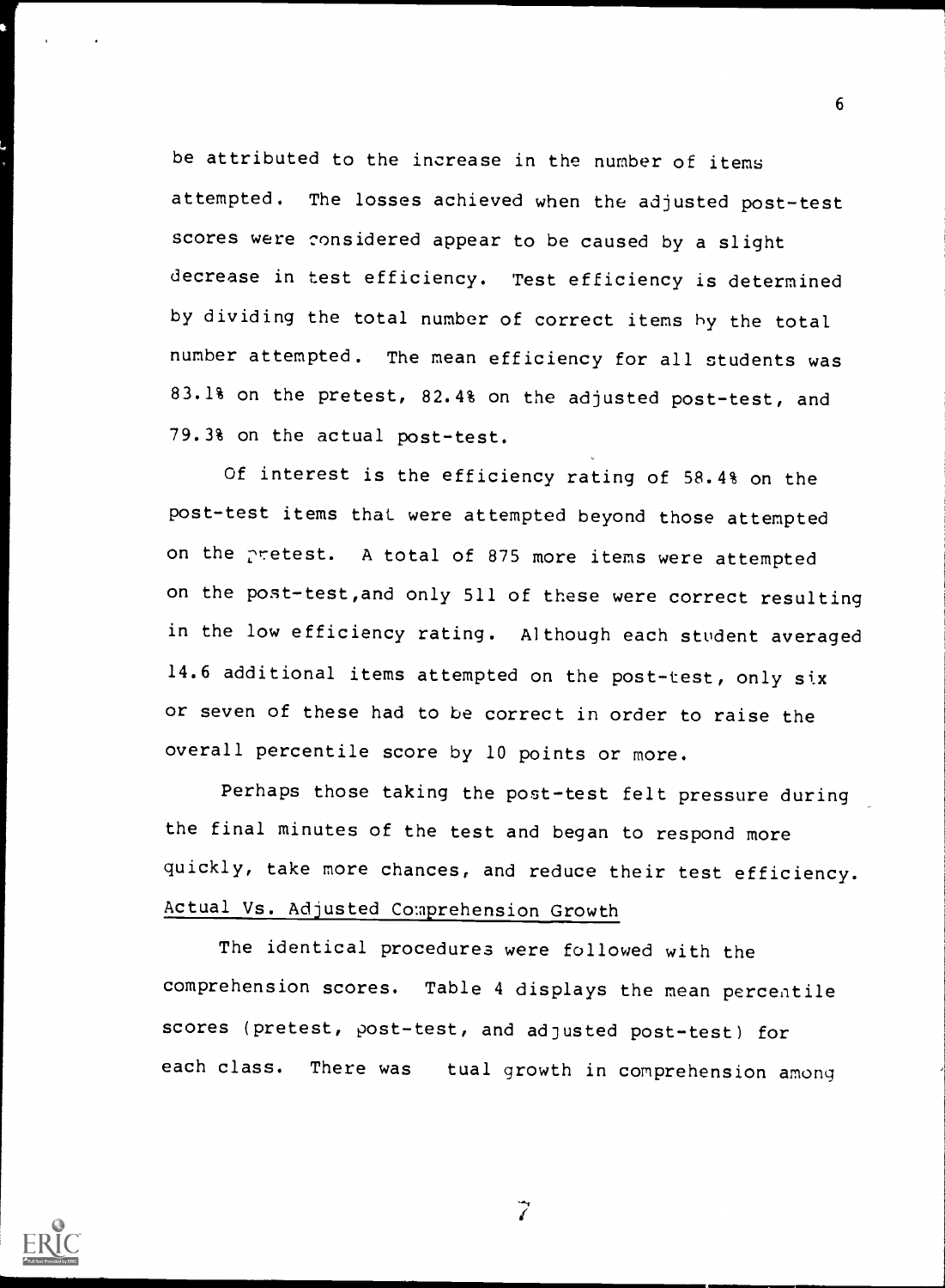be attributed to the increase in the number of items attempted. The losses achieved when the adjusted post-test scores were considered appear to be caused by a slight decrease in test efficiency. Test efficiency is determined by dividing the total number of correct items by the total number attempted. The mean efficiency for all students was 83.1% on the pretest, 82.4% on the adjusted post-test, and 79.3% on the actual post-test.

Of interest is the efficiency rating of 58.4% on the post-test items that were attempted beyond those attempted on the pretest. A total of 875 more items were attempted on the post-test,and only 511 of these were correct resulting in the low efficiency rating. Although each student averaged 14.6 additional items attempted on the post-test, only six or seven of these had to be correct in order to raise the overall percentile score by 10 points or more.

Perhaps those taking the post-test felt pressure during the final minutes of the test and began to respond more quickly, take more chances, and reduce their test efficiency.

Actual Vs. Adjusted Comprehension Growth

The identical procedures were followed with the comprehension scores. Table 4 displays the mean percentile scores (pretest, post-test, and adjusted post-test) for each class. There was tual growth in comprehension among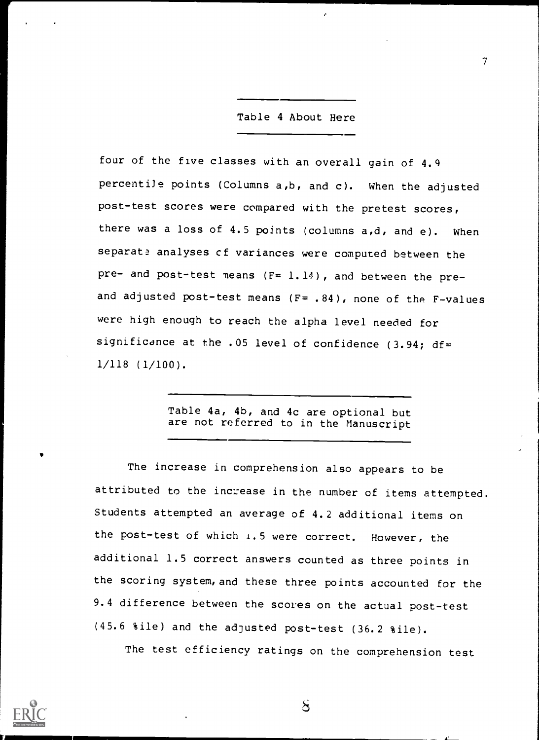Table 4 About Here

four of the five classes with an overall gain of 4.9 percentile points (Columns a,b, and c). When the adjusted post-test scores were compared with the pretest scores, there was a loss of 4.5 points (columns a,d, and e). When separate analyses of variances were computed between the pre- and post-test means ($F= 1.14$), and between the pre- and adjusted post-test means ($F= .84$), none of the F-values were high enough to reach the alpha level needed for significance at the .05 level of confidence (3.94; df= 1/118 (1/100).

Table 4a, 4b, and 4c are optional but are not referred to in the Manuscript

The increase in comprehension also appears to be attributed to the increase in the number of items attempted. Students attempted an average of 4.2 additional items on the post-test of which 1.5 were correct. However, the additional 1.5 correct answers counted as three points in the scoring system, and these three points accounted for the 9.4 difference between the scores on the actual post-test (45.6 %ile) and the adjusted post-test (36.2 %ile).

The test efficiency ratings on the comprehension test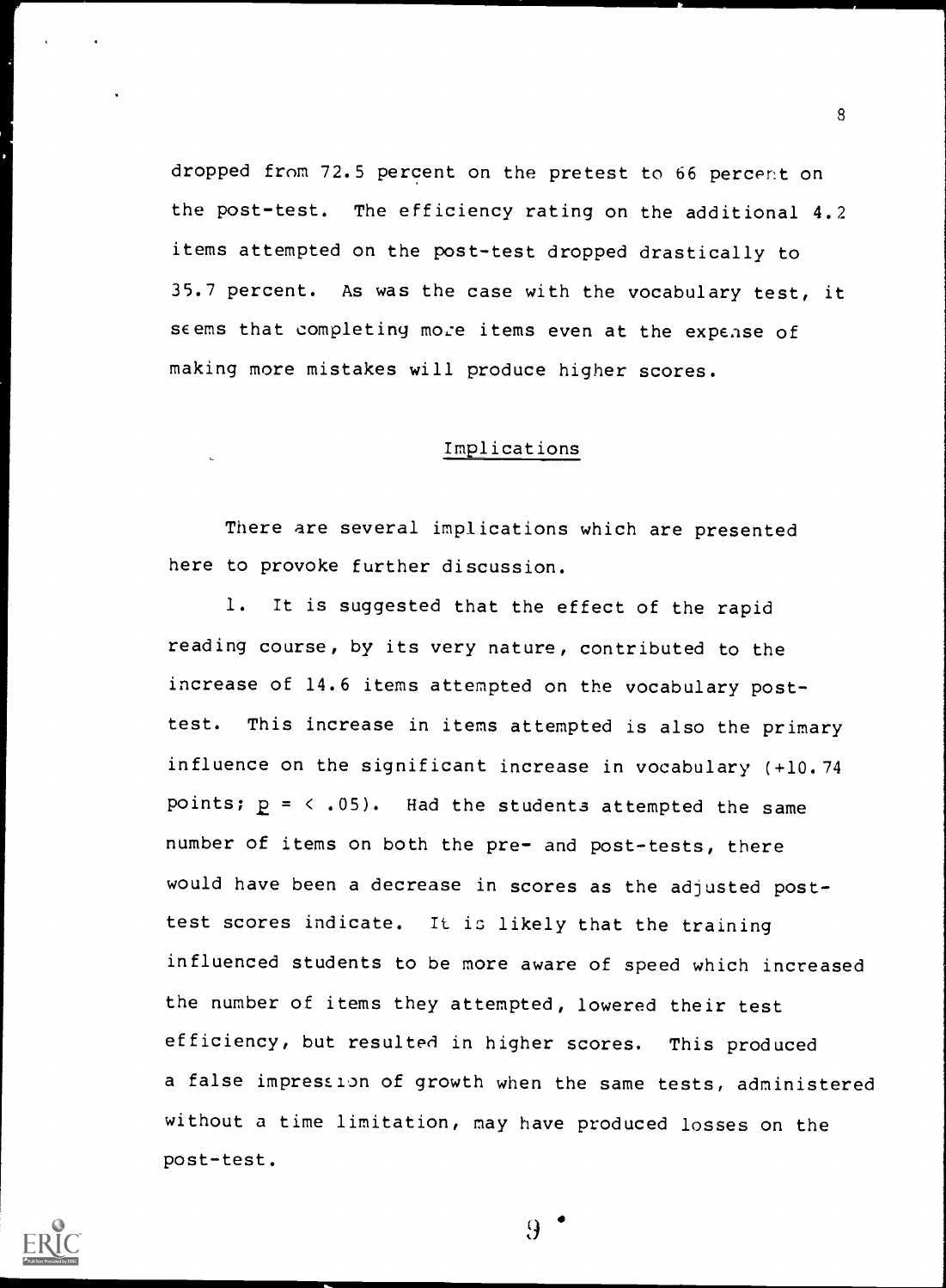dropped from 72.5 percent on the pretest to 66 percent on the post-test. The efficiency rating on the additional 4.2 items attempted on the post-test dropped drastically to 35.7 percent. As was the case with the vocabulary test, it seems that completing more items even at the expense of making more mistakes will produce higher scores.

## Implications

There are several implications which are presented here to provoke further discussion.

1. It is suggested that the effect of the rapid reading course, by its very nature, contributed to the increase of 14.6 items attempted on the vocabulary post-test. This increase in items attempted is also the primary influence on the significant increase in vocabulary (+10.74 points; $p = < .05$). Had the students attempted the same number of items on both the pre- and post-tests, there would have been a decrease in scores as the adjusted post-test scores indicate. It is likely that the training influenced students to be more aware of speed which increased the number of items they attempted, lowered their test efficiency, but resulted in higher scores. This produced a false impression of growth when the same tests, administered without a time limitation, may have produced losses on the post-test.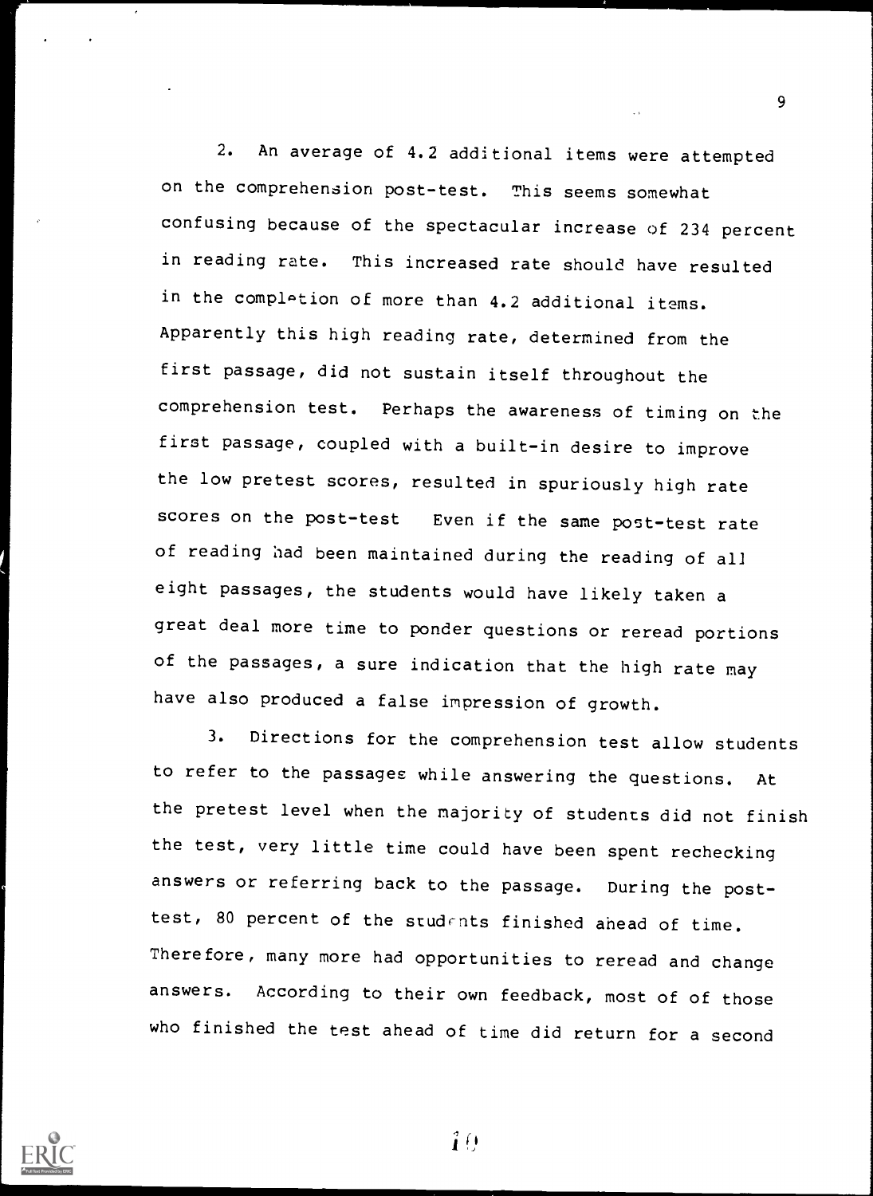2. An average of 4.2 additional items were attempted on the comprehension post-test. This seems somewhat confusing because of the spectacular increase of 234 percent in reading rate. This increased rate should have resulted in the completion of more than 4.2 additional items. Apparently this high reading rate, determined from the first passage, did not sustain itself throughout the comprehension test. Perhaps the awareness of timing on the first passage, coupled with a built-in desire to improve the low pretest scores, resulted in spuriously high rate scores on the post-test Even if the same post-test rate of reading had been maintained during the reading of all eight passages, the students would have likely taken a great deal more time to ponder questions or reread portions of the passages, a sure indication that the high rate may have also produced a false impression of growth.

3. Directions for the comprehension test allow students to refer to the passages while answering the questions. At the pretest level when the majority of students did not finish the test, very little time could have been spent rechecking answers or referring back to the passage. During the post-test, 80 percent of the students finished ahead of time. Therefore, many more had opportunities to reread and change answers. According to their own feedback, most of of those who finished the test ahead of time did return for a second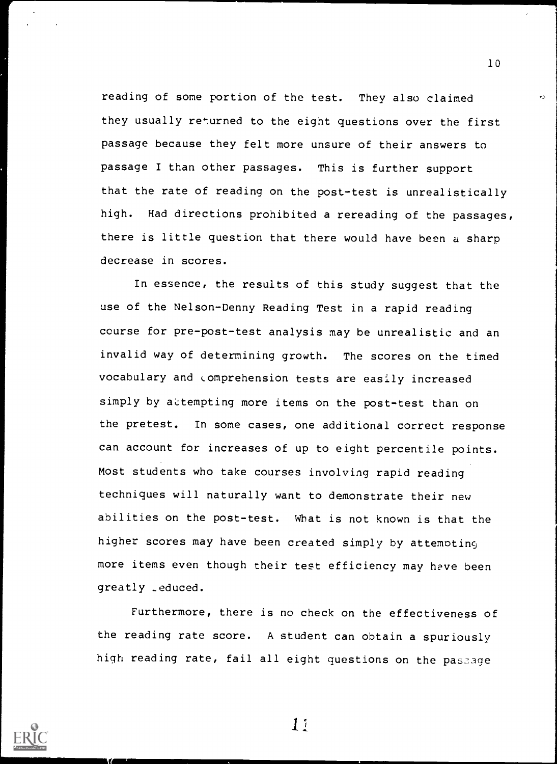reading of some portion of the test. They also claimed they usually returned to the eight questions over the first passage because they felt more unsure of their answers to passage I than other passages. This is further support that the rate of reading on the post-test is unrealistically high. Had directions prohibited a rereading of the passages, there is little question that there would have been a sharp decrease in scores.

In essence, the results of this study suggest that the use of the Nelson-Denny Reading Test in a rapid reading course for pre-post-test analysis may be unrealistic and an invalid way of determining growth. The scores on the timed vocabulary and comprehension tests are easily increased simply by attempting more items on the post-test than on the pretest. In some cases, one additional correct response can account for increases of up to eight percentile points. Most students who take courses involving rapid reading techniques will naturally want to demonstrate their new abilities on the post-test. What is not known is that the higher scores may have been created simply by attempting more items even though their test efficiency may have been greatly reduced.

Furthermore, there is no check on the effectiveness of the reading rate score. A student can obtain a spuriously high reading rate, fail all eight questions on the passage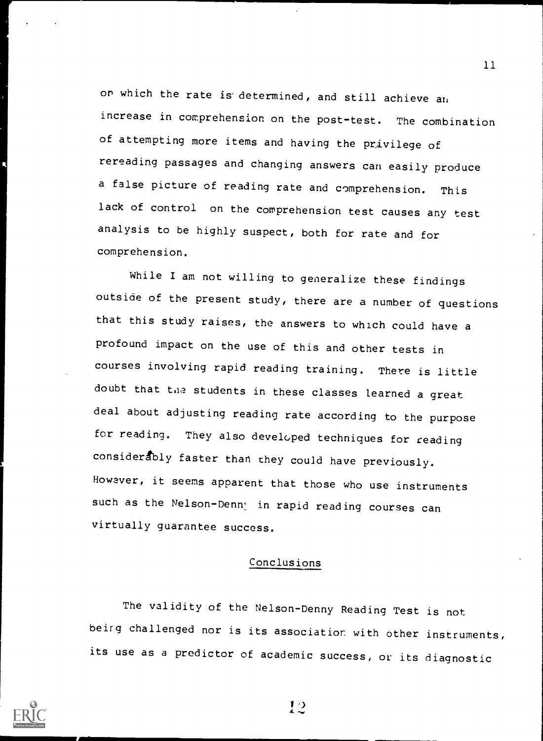on which the rate is determined, and still achieve an increase in comprehension on the post-test. The combination of attempting more items and having the privilege of rereading passages and changing answers can easily produce a false picture of reading rate and comprehension. This lack of control on the comprehension test causes any test analysis to be highly suspect, both for rate and for comprehension.

While I am not willing to generalize these findings outside of the present study, there are a number of questions that this study raises, the answers to which could have a profound impact on the use of this and other tests in courses involving rapid reading training. There is little doubt that the students in these classes learned a great deal about adjusting reading rate according to the purpose for reading. They also developed techniques for reading considerably faster than they could have previously. However, it seems apparent that those who use instruments such as the Nelson-Denny in rapid reading courses can virtually guarantee success.

## Conclusions

The validity of the Nelson-Denny Reading Test is not being challenged nor is its association with other instruments, its use as a predictor of academic success, or its diagnostic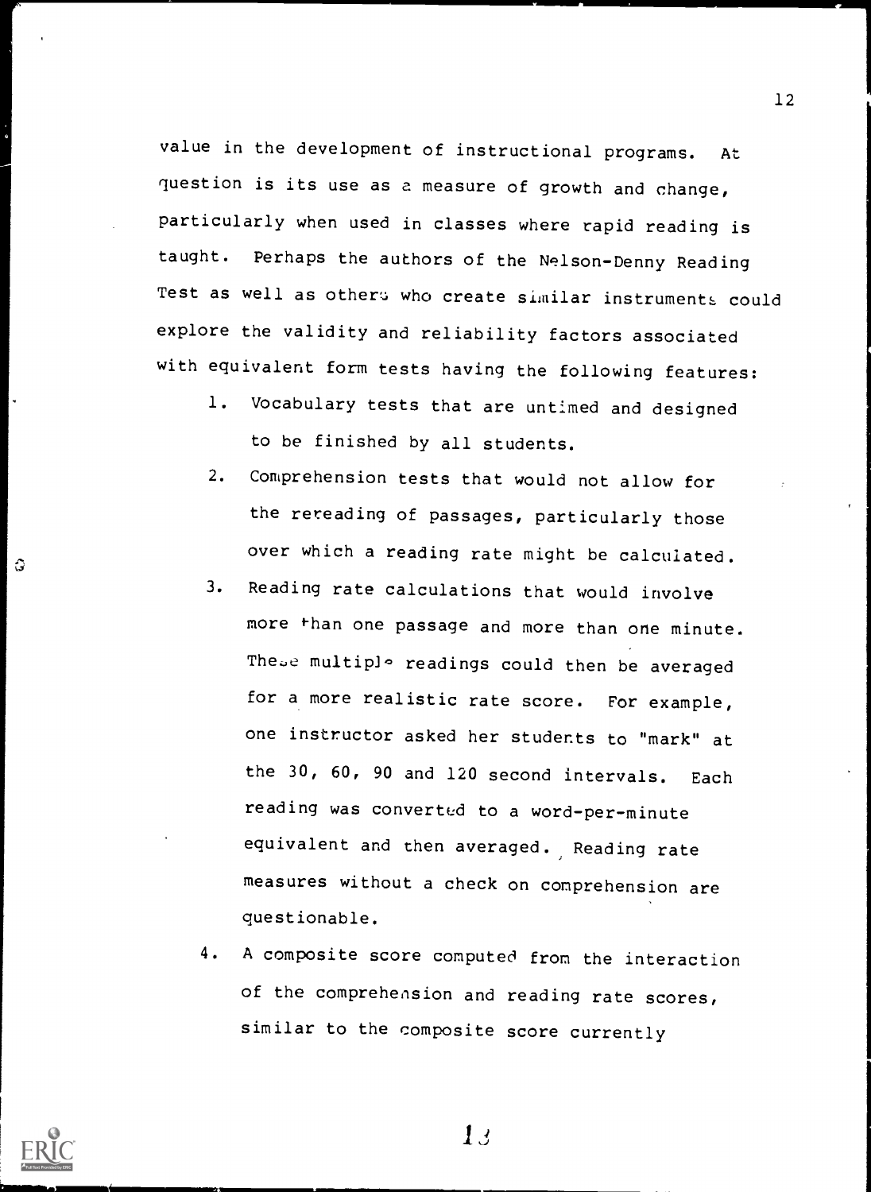value in the development of instructional programs. At question is its use as a measure of growth and change, particularly when used in classes where rapid reading is taught. Perhaps the authors of the Nelson-Denny Reading Test as well as others who create similar instruments could explore the validity and reliability factors associated with equivalent form tests having the following features:

1. Vocabulary tests that are untimed and designed to be finished by all students.
2. Comprehension tests that would not allow for the rereading of passages, particularly those over which a reading rate might be calculated.
3. Reading rate calculations that would involve more than one passage and more than one minute. These multiple readings could then be averaged for a more realistic rate score. For example, one instructor asked her students to "mark" at the 30, 60, 90 and 120 second intervals. Each reading was converted to a word-per-minute equivalent and then averaged. Reading rate measures without a check on comprehension are questionable.
4. A composite score computed from the interaction of the comprehension and reading rate scores, similar to the composite score currently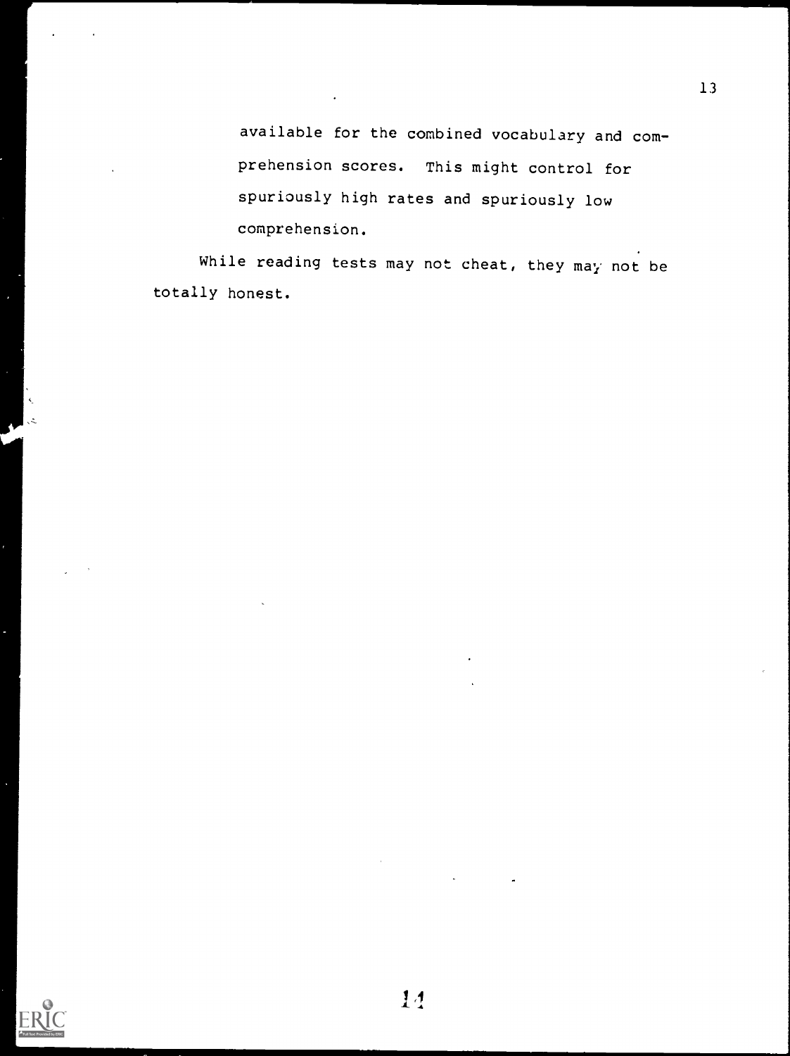available for the combined vocabulary and comprehension scores. This might control for spuriously high rates and spuriously low comprehension.

While reading tests may not cheat, they may not be totally honest.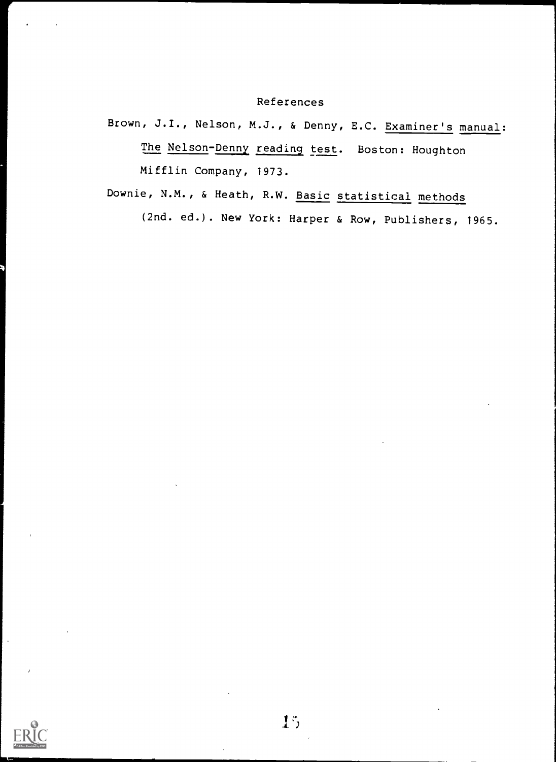# References

Brown, J.I., Nelson, M.J., & Denny, E.C. *Examiner's manual: The Nelson-Denny reading test*. Boston: Houghton Mifflin Company, 1973.

Downie, N.M., & Heath, R.W. *Basic statistical methods* (2nd. ed.). New York: Harper & Row, Publishers, 1965.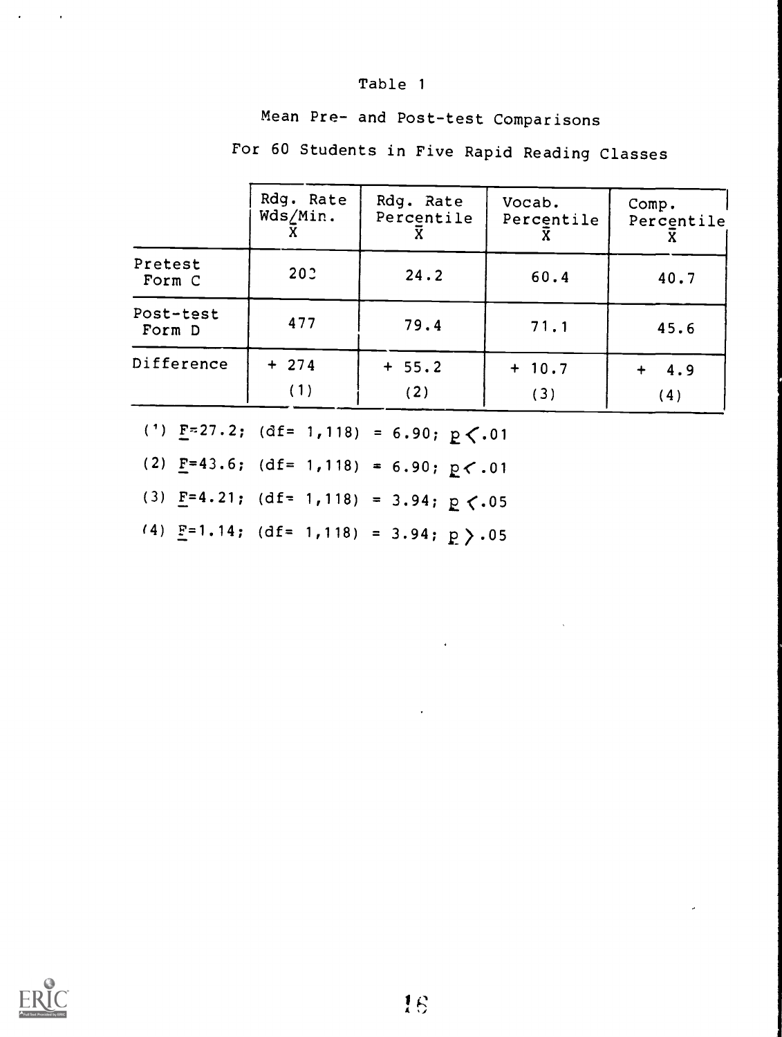Table 1

Mean Pre- and Post-test Comparisons

For 60 Students in Five Rapid Reading Classes

| | Rdg. Rate Wds/Min. $\bar{X}$ | Rdg. Rate Percentile $\bar{X}$ | Vocab. Percentile $\bar{X}$ | Comp. Percentile $\bar{X}$ |
|---|---|---|---|---|
| Pretest Form C | 203 | 24.2 | 60.4 | 40.7 |
| Post-test Form D | 477 | 79.4 | 71.1 | 45.6 |
| Difference | + 274 (1) | + 55.2 (2) | + 10.7 (3) | + 4.9 (4) |

(1) $F$=27.2; (df= 1,118) = 6.90; $p < .01$

(2) $F$=43.6; (df= 1,118) = 6.90; $p < .01$

(3) $F$=4.21; (df= 1,118) = 3.94; $p < .05$

(4) $F$=1.14; (df= 1,118) = 3.94; $p > .05$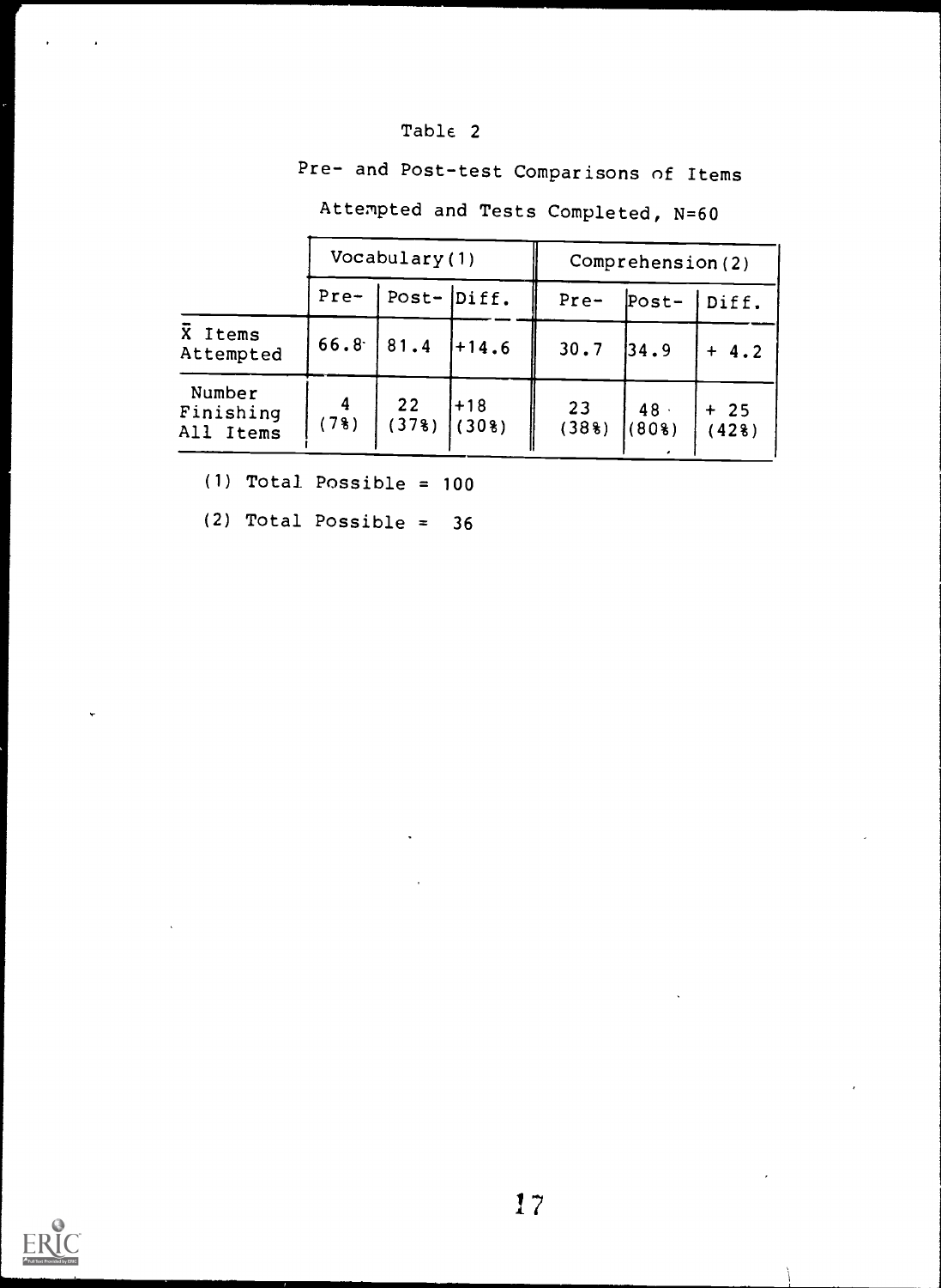Table 2

Pre- and Post-test Comparisons of Items Attempted and Tests Completed, N=60

| | Vocabulary(1) | | | Comprehension(2) | | |
|---|---|---|---|---|---|---|
| | Pre- | Post- | Diff. | Pre- | Post- | Diff. |
| $\bar{X}$ Items Attempted | 66.8 | 81.4 | +14.6 | 30.7 | 34.9 | + 4.2 |
| Number Finishing All Items | 4 (7%) | 22 (37%) | +18 (30%) | 23 (38%) | 48 (80%) | + 25 (42%) |

(1) Total Possible = 100

(2) Total Possible = 36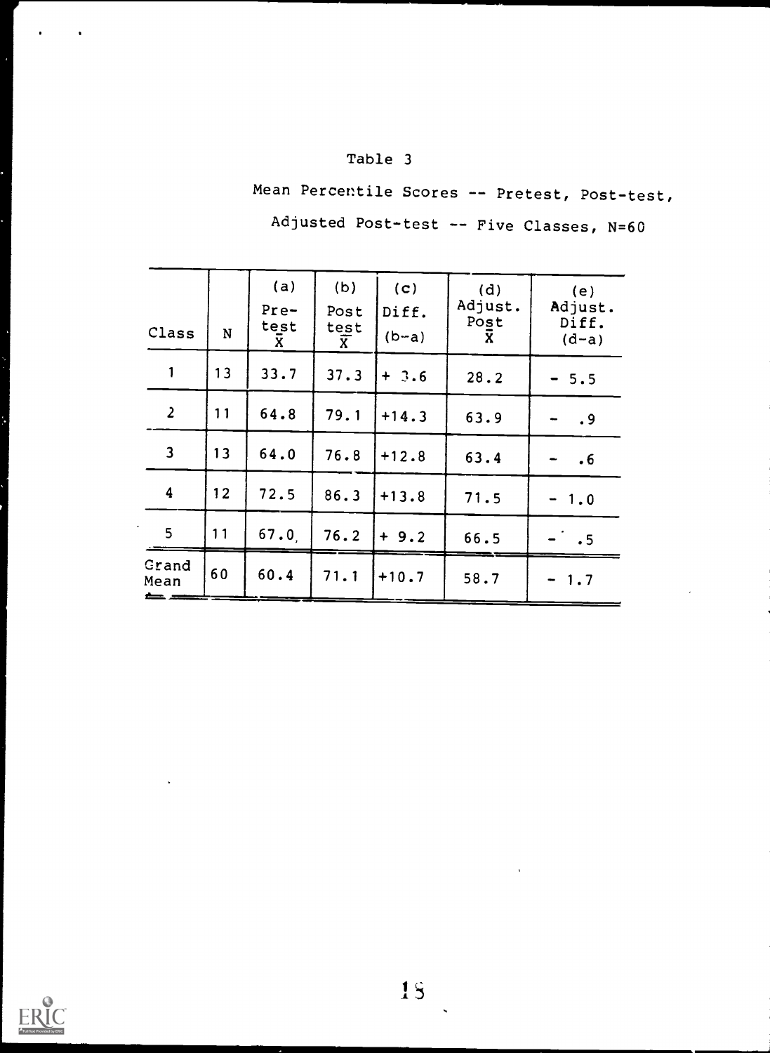Table 3

Mean Percentile Scores -- Pretest, Post-test, Adjusted Post-test -- Five Classes, N=60

| Class | N | (a) Pre-test $\bar{X}$ | (b) Post test $\bar{X}$ | (c) Diff. (b-a) | (d) Adjust. Post $\bar{X}$ | (e) Adjust. Diff. (d-a) |
|---|---|---|---|---|---|---|
| 1 | 13 | 33.7 | 37.3 | + 3.6 | 28.2 | - 5.5 |
| 2 | 11 | 64.8 | 79.1 | +14.3 | 63.9 | - .9 |
| 3 | 13 | 64.0 | 76.8 | +12.8 | 63.4 | - .6 |
| 4 | 12 | 72.5 | 86.3 | +13.8 | 71.5 | - 1.0 |
| 5 | 11 | 67.0 | 76.2 | + 9.2 | 66.5 | - .5 |
| Grand Mean | 60 | 60.4 | 71.1 | +10.7 | 58.7 | - 1.7 |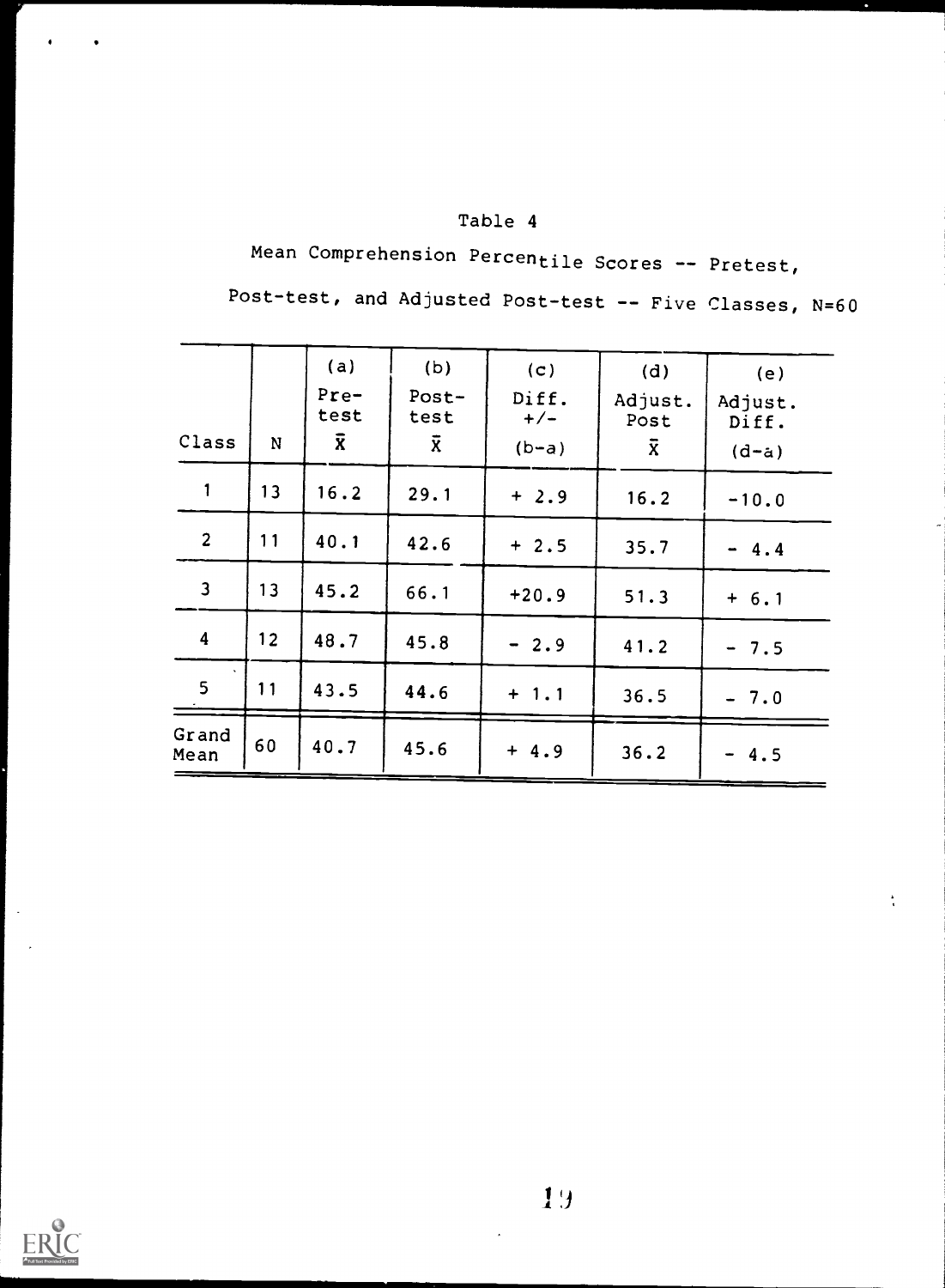Table 4

Mean Comprehension Percentile Scores -- Pretest, Post-test, and Adjusted Post-test -- Five Classes, N=60

| Class | N | (a) Pre-test $\bar{X}$ | (b) Post-test $\bar{X}$ | (c) Diff. +/- (b-a) | (d) Adjust. Post $\bar{X}$ | (e) Adjust. Diff. (d-a) |
|---|---|---|---|---|---|---|
| 1 | 13 | 16.2 | 29.1 | + 2.9 | 16.2 | -10.0 |
| 2 | 11 | 40.1 | 42.6 | + 2.5 | 35.7 | - 4.4 |
| 3 | 13 | 45.2 | 66.1 | +20.9 | 51.3 | + 6.1 |
| 4 | 12 | 48.7 | 45.8 | - 2.9 | 41.2 | - 7.5 |
| 5 | 11 | 43.5 | 44.6 | + 1.1 | 36.5 | - 7.0 |
| Grand Mean | 60 | 40.7 | 45.6 | + 4.9 | 36.2 | - 4.5 |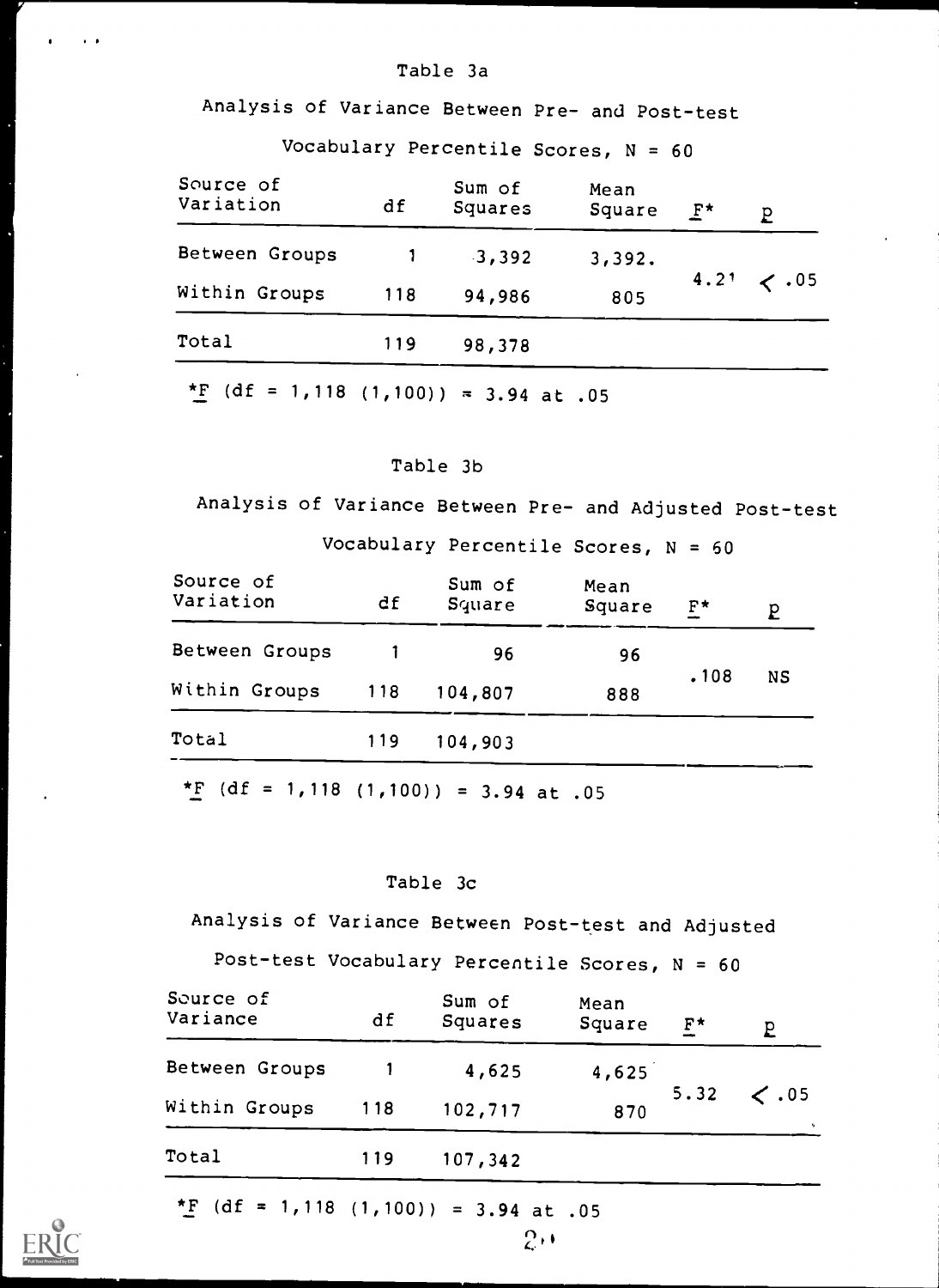Table 3a

Analysis of Variance Between Pre- and Post-test Vocabulary Percentile Scores, N = 60

| Source of Variation | df | Sum of Squares | Mean Square | $F$* | $p$ |
|---|---|---|---|---|---|
| Between Groups | 1 | 3,392 | 3,392. | 4.21 | < .05 |
| Within Groups | 118 | 94,986 | 805 | | |
| Total | 119 | 98,378 | | | |

*$F$ (df = 1,118 (1,100)) = 3.94 at .05

Table 3b

Analysis of Variance Between Pre- and Adjusted Post-test Vocabulary Percentile Scores, N = 60

| Source of Variation | df | Sum of Square | Mean Square | $F$* | $p$ |
|---|---|---|---|---|---|
| Between Groups | 1 | 96 | 96 | .108 | NS |
| Within Groups | 118 | 104,807 | 888 | | |
| Total | 119 | 104,903 | | | |

*$F$ (df = 1,118 (1,100)) = 3.94 at .05

Table 3c

Analysis of Variance Between Post-test and Adjusted Post-test Vocabulary Percentile Scores, N = 60

| Source of Variance | df | Sum of Squares | Mean Square | $F$* | $p$ |
|---|---|---|---|---|---|
| Between Groups | 1 | 4,625 | 4,625 | 5.32 | < .05 |
| Within Groups | 118 | 102,717 | 870 | | |
| Total | 119 | 107,342 | | | |

*$F$ (df = 1,118 (1,100)) = 3.94 at .05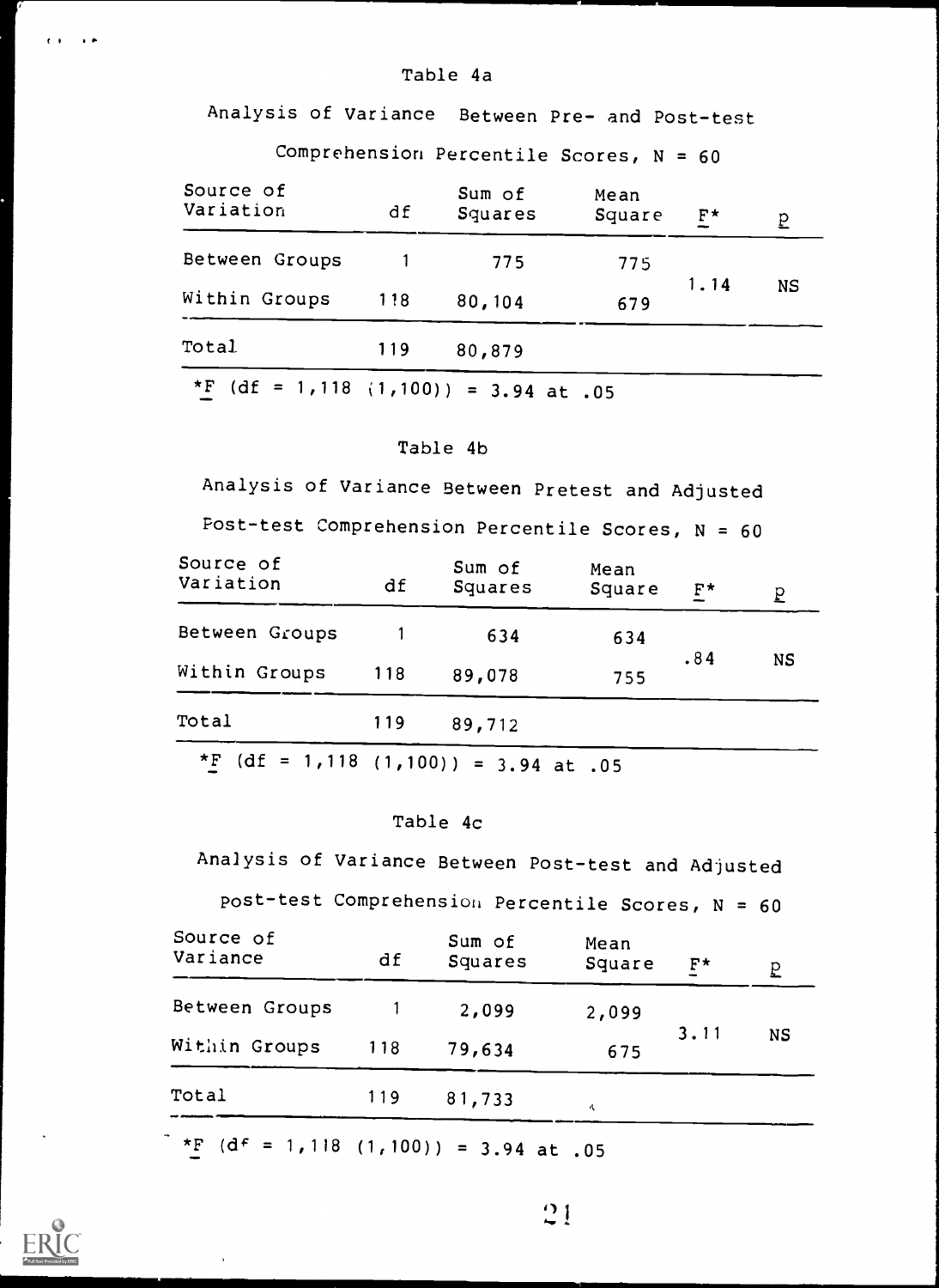Table 4a

Analysis of Variance Between Pre- and Post-test Comprehension Percentile Scores, N = 60

| Source of Variation | df | Sum of Squares | Mean Square | F* | p |
|---|---|---|---|---|---|
| Between Groups | 1 | 775 | 775 | 1.14 | NS |
| Within Groups | 118 | 80,104 | 679 | | |
| Total | 119 | 80,879 | | | |

*F (df = 1,118 (1,100)) = 3.94 at .05

Table 4b

Analysis of Variance Between Pretest and Adjusted Post-test Comprehension Percentile Scores, N = 60

| Source of Variation | df | Sum of Squares | Mean Square | F* | p |
|---|---|---|---|---|---|
| Between Groups | 1 | 634 | 634 | .84 | NS |
| Within Groups | 118 | 89,078 | 755 | | |
| Total | 119 | 89,712 | | | |

*F (df = 1,118 (1,100)) = 3.94 at .05

Table 4c

Analysis of Variance Between Post-test and Adjusted Post-test Comprehension Percentile Scores, N = 60

| Source of Variance | df | Sum of Squares | Mean Square | F* | p |
|---|---|---|---|---|---|
| Between Groups | 1 | 2,099 | 2,099 | 3.11 | NS |
| Within Groups | 118 | 79,634 | 675 | | |
| Total | 119 | 81,733 | | | |

*F (df = 1,118 (1,100)) = 3.94 at .05